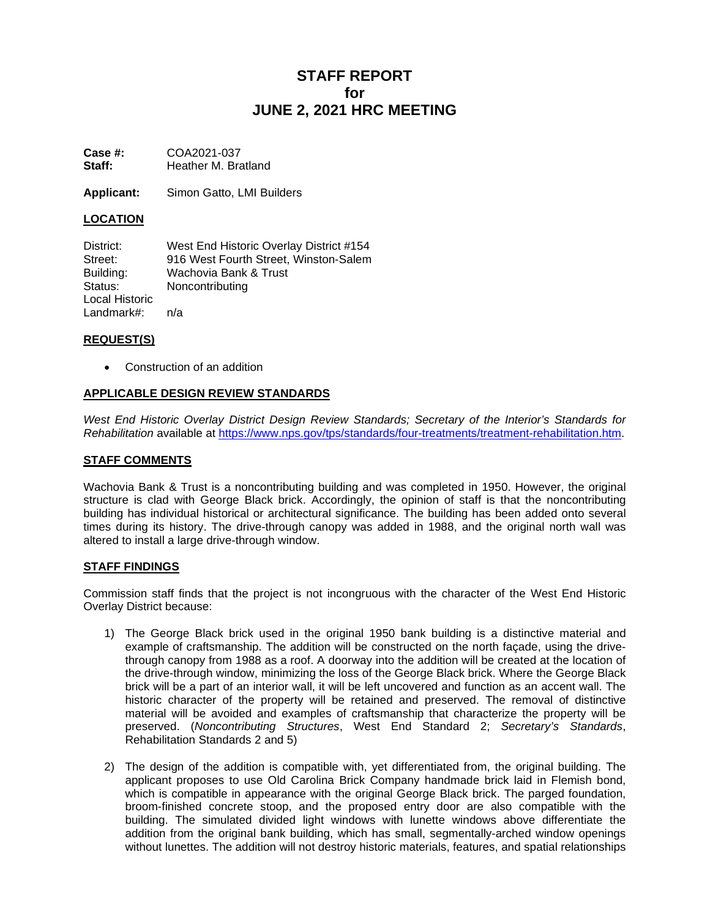# STAFF REPORT for JUNE 2, 2021 HRC MEETING

**Case #:** COA2021-037
**Staff:** Heather M. Bratland

**Applicant:** Simon Gatto, LMI Builders

## LOCATION

District: West End Historic Overlay District #154
Street: 916 West Fourth Street, Winston-Salem
Building: Wachovia Bank & Trust
Status: Noncontributing
Local Historic Landmark#: n/a

## REQUEST(S)

- Construction of an addition

## APPLICABLE DESIGN REVIEW STANDARDS

*West End Historic Overlay District Design Review Standards; Secretary of the Interior's Standards for Rehabilitation* available at https://www.nps.gov/tps/standards/four-treatments/treatment-rehabilitation.htm.

## STAFF COMMENTS

Wachovia Bank & Trust is a noncontributing building and was completed in 1950. However, the original structure is clad with George Black brick. Accordingly, the opinion of staff is that the noncontributing building has individual historical or architectural significance. The building has been added onto several times during its history. The drive-through canopy was added in 1988, and the original north wall was altered to install a large drive-through window.

## STAFF FINDINGS

Commission staff finds that the project is not incongruous with the character of the West End Historic Overlay District because:

1) The George Black brick used in the original 1950 bank building is a distinctive material and example of craftsmanship. The addition will be constructed on the north façade, using the drive-through canopy from 1988 as a roof. A doorway into the addition will be created at the location of the drive-through window, minimizing the loss of the George Black brick. Where the George Black brick will be a part of an interior wall, it will be left uncovered and function as an accent wall. The historic character of the property will be retained and preserved. The removal of distinctive material will be avoided and examples of craftsmanship that characterize the property will be preserved. (*Noncontributing Structures*, West End Standard 2; *Secretary's Standards*, Rehabilitation Standards 2 and 5)

2) The design of the addition is compatible with, yet differentiated from, the original building. The applicant proposes to use Old Carolina Brick Company handmade brick laid in Flemish bond, which is compatible in appearance with the original George Black brick. The parged foundation, broom-finished concrete stoop, and the proposed entry door are also compatible with the building. The simulated divided light windows with lunette windows above differentiate the addition from the original bank building, which has small, segmentally-arched window openings without lunettes. The addition will not destroy historic materials, features, and spatial relationships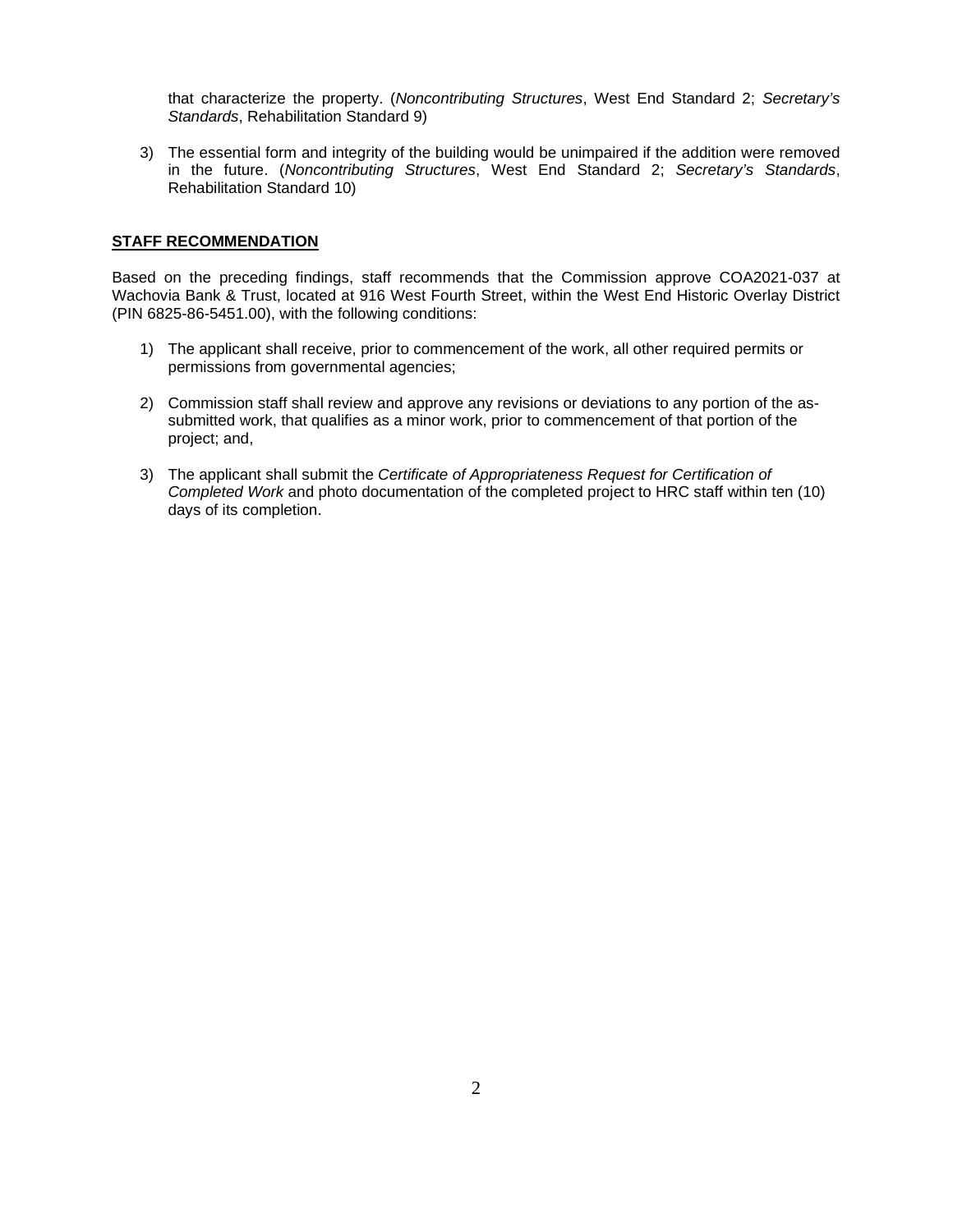that characterize the property. (*Noncontributing Structures*, West End Standard 2; *Secretary's Standards*, Rehabilitation Standard 9)

3) The essential form and integrity of the building would be unimpaired if the addition were removed in the future. (*Noncontributing Structures*, West End Standard 2; *Secretary's Standards*, Rehabilitation Standard 10)

**STAFF RECOMMENDATION**

Based on the preceding findings, staff recommends that the Commission approve COA2021-037 at Wachovia Bank & Trust, located at 916 West Fourth Street, within the West End Historic Overlay District (PIN 6825-86-5451.00), with the following conditions:

1) The applicant shall receive, prior to commencement of the work, all other required permits or permissions from governmental agencies;

2) Commission staff shall review and approve any revisions or deviations to any portion of the as-submitted work, that qualifies as a minor work, prior to commencement of that portion of the project; and,

3) The applicant shall submit the *Certificate of Appropriateness Request for Certification of Completed Work* and photo documentation of the completed project to HRC staff within ten (10) days of its completion.